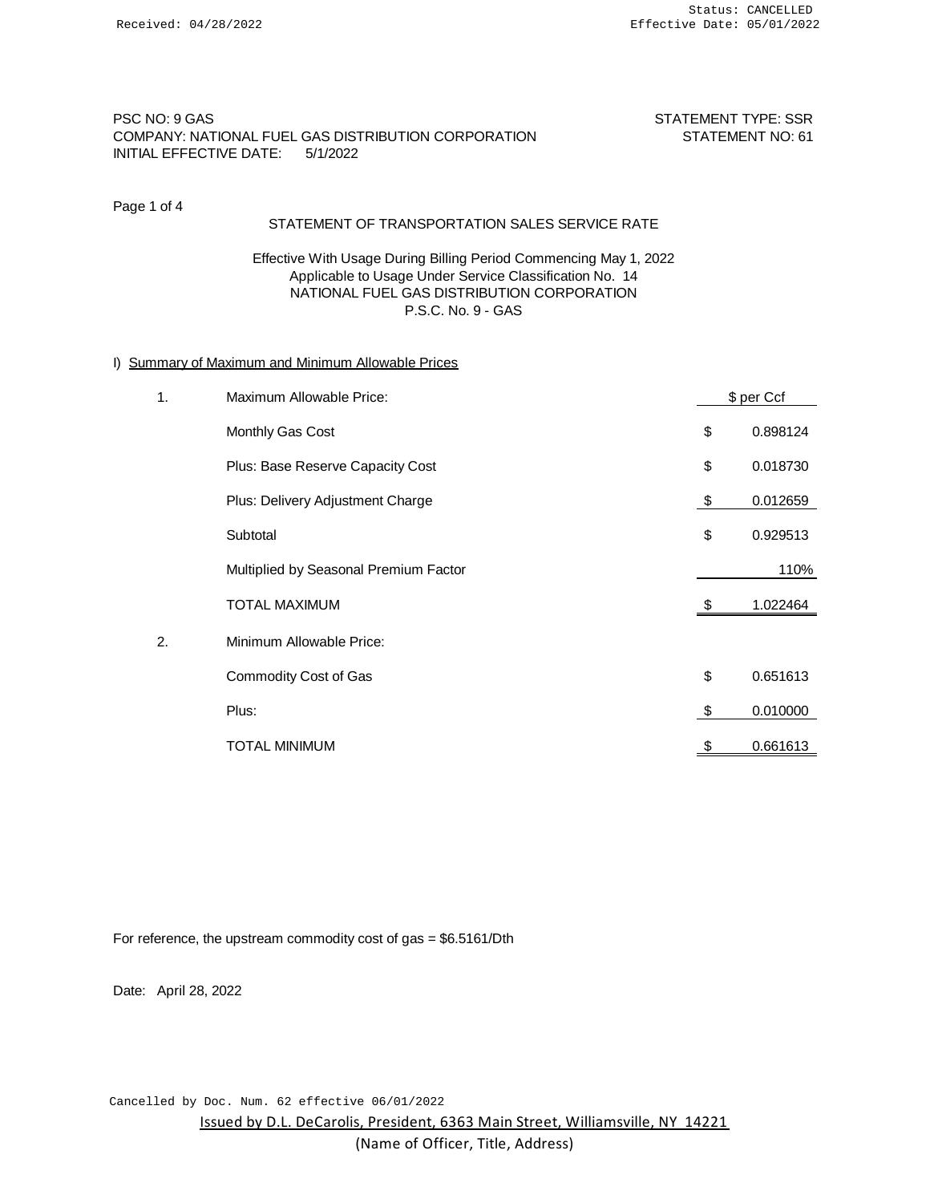Received: 04/28/2022

Status: CANCELLED
Effective Date: 05/01/2022

PSC NO: 9 GAS
COMPANY: NATIONAL FUEL GAS DISTRIBUTION CORPORATION
INITIAL EFFECTIVE DATE: 5/1/2022

STATEMENT TYPE: SSR
STATEMENT NO: 61

## STATEMENT OF TRANSPORTATION SALES SERVICE RATE

Effective With Usage During Billing Period Commencing May 1, 2022
Applicable to Usage Under Service Classification No. 14
NATIONAL FUEL GAS DISTRIBUTION CORPORATION
P.S.C. No. 9 - GAS

### I) Summary of Maximum and Minimum Allowable Prices

| | | | $ per Ccf |
|---|---|---|---|
| 1. | Maximum Allowable Price: | | |
| | Monthly Gas Cost | $ | 0.898124 |
| | Plus: Base Reserve Capacity Cost | $ | 0.018730 |
| | Plus: Delivery Adjustment Charge | $ | 0.012659 |
| | Subtotal | $ | 0.929513 |
| | Multiplied by Seasonal Premium Factor | | 110% |
| | TOTAL MAXIMUM | $ | 1.022464 |
| 2. | Minimum Allowable Price: | | |
| | Commodity Cost of Gas | $ | 0.651613 |
| | Plus: | $ | 0.010000 |
| | TOTAL MINIMUM | $ | 0.661613 |

For reference, the upstream commodity cost of gas = $6.5161/Dth

Date: April 28, 2022

Cancelled by Doc. Num. 62 effective 06/01/2022

Issued by D.L. DeCarolis, President, 6363 Main Street, Williamsville, NY 14221
(Name of Officer, Title, Address)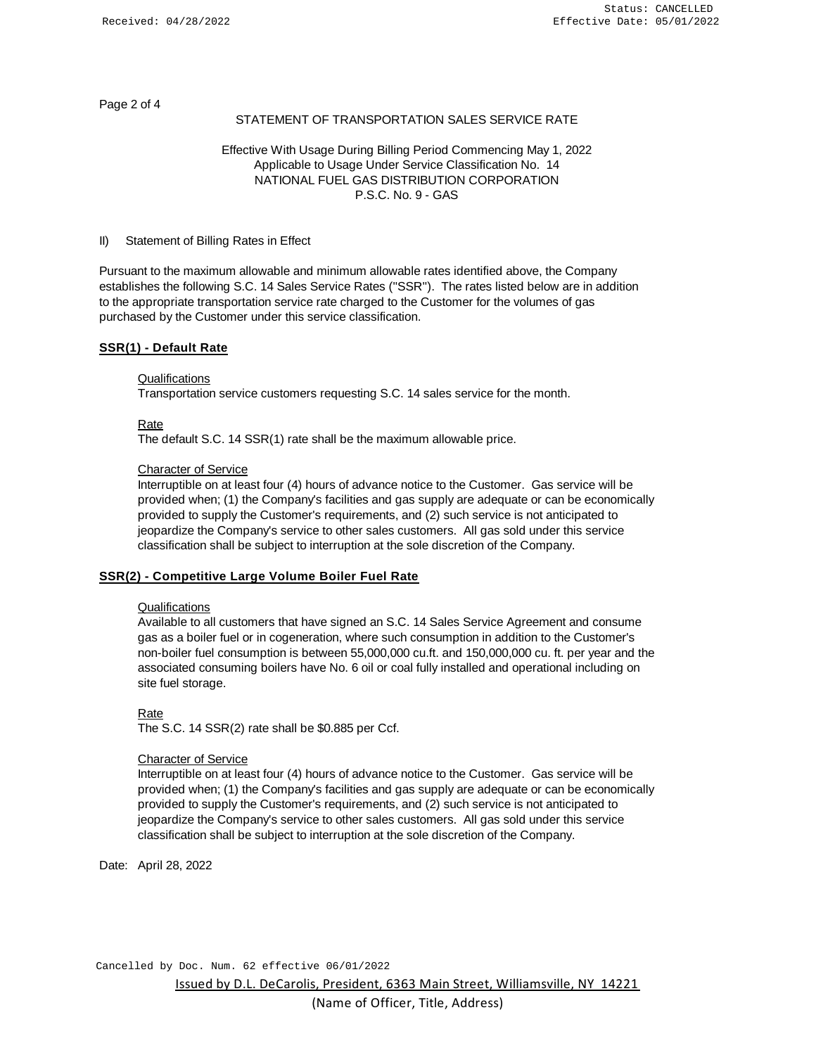STATEMENT OF TRANSPORTATION SALES SERVICE RATE

Effective With Usage During Billing Period Commencing May 1, 2022
Applicable to Usage Under Service Classification No. 14
NATIONAL FUEL GAS DISTRIBUTION CORPORATION
P.S.C. No. 9 - GAS

II) Statement of Billing Rates in Effect

Pursuant to the maximum allowable and minimum allowable rates identified above, the Company establishes the following S.C. 14 Sales Service Rates ("SSR"). The rates listed below are in addition to the appropriate transportation service rate charged to the Customer for the volumes of gas purchased by the Customer under this service classification.

**SSR(1) - Default Rate**

Qualifications
Transportation service customers requesting S.C. 14 sales service for the month.

Rate
The default S.C. 14 SSR(1) rate shall be the maximum allowable price.

Character of Service
Interruptible on at least four (4) hours of advance notice to the Customer. Gas service will be provided when; (1) the Company's facilities and gas supply are adequate or can be economically provided to supply the Customer's requirements, and (2) such service is not anticipated to jeopardize the Company's service to other sales customers. All gas sold under this service classification shall be subject to interruption at the sole discretion of the Company.

**SSR(2) - Competitive Large Volume Boiler Fuel Rate**

Qualifications
Available to all customers that have signed an S.C. 14 Sales Service Agreement and consume gas as a boiler fuel or in cogeneration, where such consumption in addition to the Customer's non-boiler fuel consumption is between 55,000,000 cu.ft. and 150,000,000 cu. ft. per year and the associated consuming boilers have No. 6 oil or coal fully installed and operational including on site fuel storage.

Rate
The S.C. 14 SSR(2) rate shall be $0.885 per Ccf.

Character of Service
Interruptible on at least four (4) hours of advance notice to the Customer. Gas service will be provided when; (1) the Company's facilities and gas supply are adequate or can be economically provided to supply the Customer's requirements, and (2) such service is not anticipated to jeopardize the Company's service to other sales customers. All gas sold under this service classification shall be subject to interruption at the sole discretion of the Company.

Date: April 28, 2022

Issued by D.L. DeCarolis, President, 6363 Main Street, Williamsville, NY 14221
(Name of Officer, Title, Address)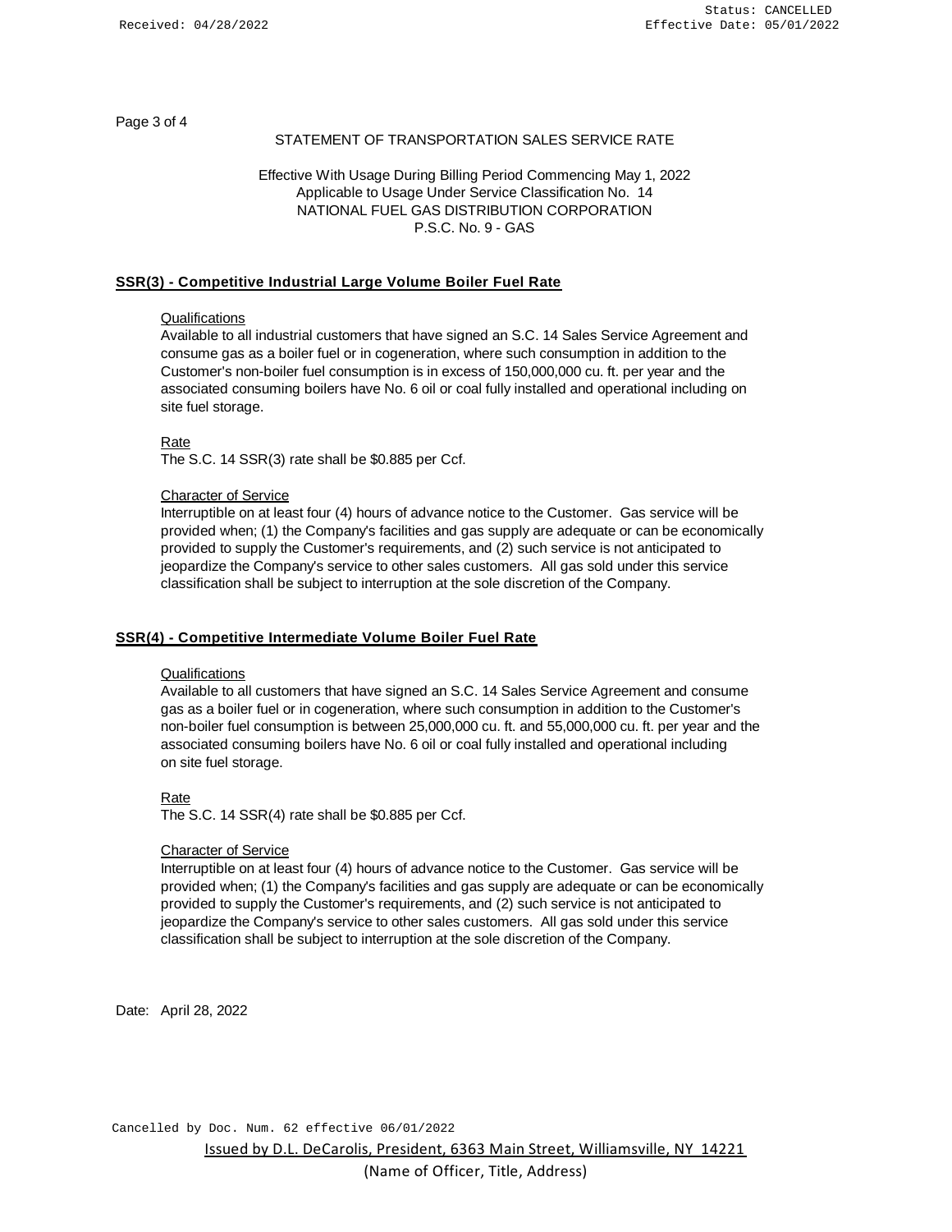STATEMENT OF TRANSPORTATION SALES SERVICE RATE

Effective With Usage During Billing Period Commencing May 1, 2022
Applicable to Usage Under Service Classification No. 14
NATIONAL FUEL GAS DISTRIBUTION CORPORATION
P.S.C. No. 9 - GAS

## SSR(3) - Competitive Industrial Large Volume Boiler Fuel Rate

Qualifications

Available to all industrial customers that have signed an S.C. 14 Sales Service Agreement and consume gas as a boiler fuel or in cogeneration, where such consumption in addition to the Customer's non-boiler fuel consumption is in excess of 150,000,000 cu. ft. per year and the associated consuming boilers have No. 6 oil or coal fully installed and operational including on site fuel storage.

Rate

The S.C. 14 SSR(3) rate shall be $0.885 per Ccf.

Character of Service

Interruptible on at least four (4) hours of advance notice to the Customer. Gas service will be provided when; (1) the Company's facilities and gas supply are adequate or can be economically provided to supply the Customer's requirements, and (2) such service is not anticipated to jeopardize the Company's service to other sales customers. All gas sold under this service classification shall be subject to interruption at the sole discretion of the Company.

## SSR(4) - Competitive Intermediate Volume Boiler Fuel Rate

Qualifications

Available to all customers that have signed an S.C. 14 Sales Service Agreement and consume gas as a boiler fuel or in cogeneration, where such consumption in addition to the Customer's non-boiler fuel consumption is between 25,000,000 cu. ft. and 55,000,000 cu. ft. per year and the associated consuming boilers have No. 6 oil or coal fully installed and operational including on site fuel storage.

Rate

The S.C. 14 SSR(4) rate shall be $0.885 per Ccf.

Character of Service

Interruptible on at least four (4) hours of advance notice to the Customer. Gas service will be provided when; (1) the Company's facilities and gas supply are adequate or can be economically provided to supply the Customer's requirements, and (2) such service is not anticipated to jeopardize the Company's service to other sales customers. All gas sold under this service classification shall be subject to interruption at the sole discretion of the Company.

Date: April 28, 2022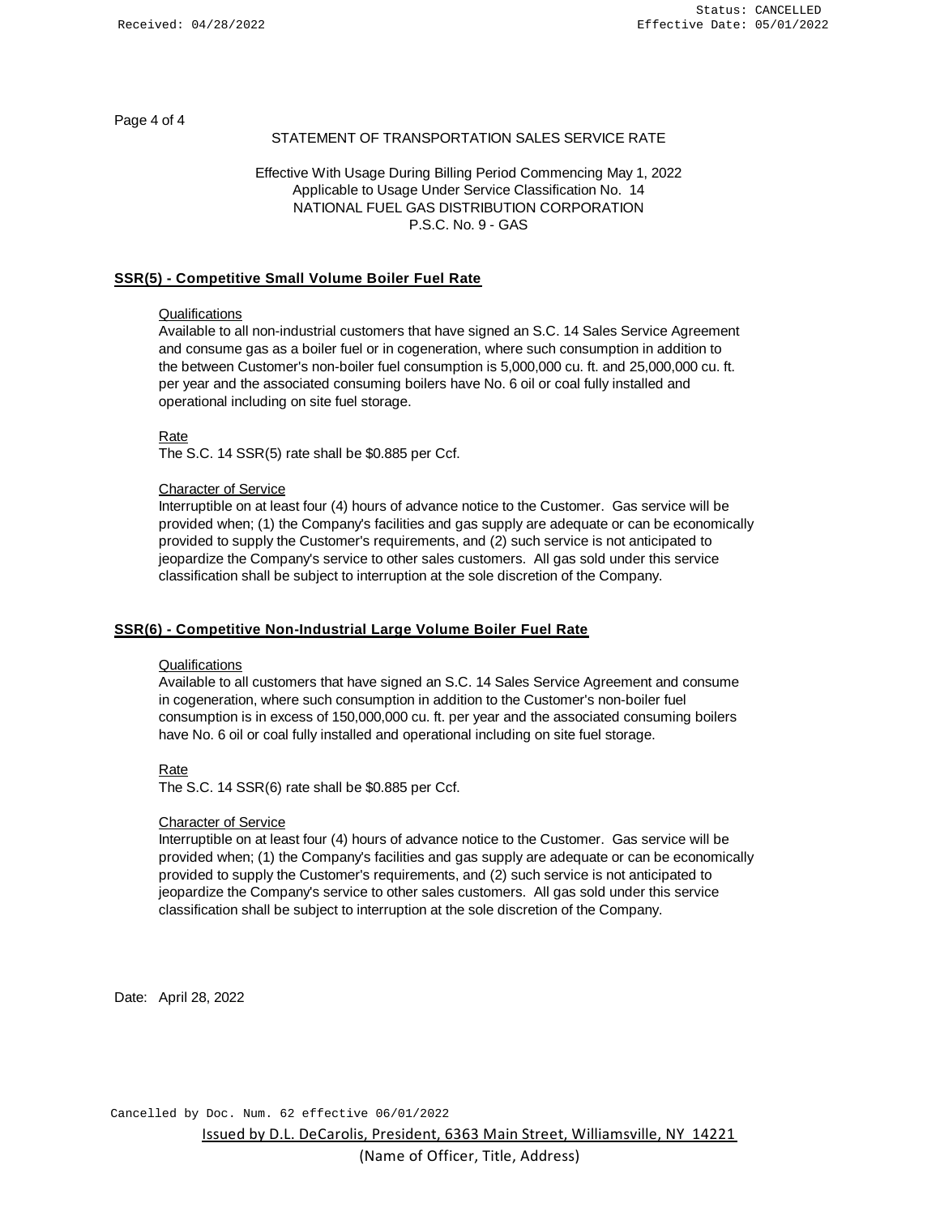STATEMENT OF TRANSPORTATION SALES SERVICE RATE

Effective With Usage During Billing Period Commencing May 1, 2022
Applicable to Usage Under Service Classification No. 14
NATIONAL FUEL GAS DISTRIBUTION CORPORATION
P.S.C. No. 9 - GAS

## SSR(5) - Competitive Small Volume Boiler Fuel Rate

Qualifications

Available to all non-industrial customers that have signed an S.C. 14 Sales Service Agreement and consume gas as a boiler fuel or in cogeneration, where such consumption in addition to the between Customer's non-boiler fuel consumption is 5,000,000 cu. ft. and 25,000,000 cu. ft. per year and the associated consuming boilers have No. 6 oil or coal fully installed and operational including on site fuel storage.

Rate

The S.C. 14 SSR(5) rate shall be $0.885 per Ccf.

Character of Service

Interruptible on at least four (4) hours of advance notice to the Customer. Gas service will be provided when; (1) the Company's facilities and gas supply are adequate or can be economically provided to supply the Customer's requirements, and (2) such service is not anticipated to jeopardize the Company's service to other sales customers. All gas sold under this service classification shall be subject to interruption at the sole discretion of the Company.

## SSR(6) - Competitive Non-Industrial Large Volume Boiler Fuel Rate

Qualifications

Available to all customers that have signed an S.C. 14 Sales Service Agreement and consume in cogeneration, where such consumption in addition to the Customer's non-boiler fuel consumption is in excess of 150,000,000 cu. ft. per year and the associated consuming boilers have No. 6 oil or coal fully installed and operational including on site fuel storage.

Rate

The S.C. 14 SSR(6) rate shall be $0.885 per Ccf.

Character of Service

Interruptible on at least four (4) hours of advance notice to the Customer. Gas service will be provided when; (1) the Company's facilities and gas supply are adequate or can be economically provided to supply the Customer's requirements, and (2) such service is not anticipated to jeopardize the Company's service to other sales customers. All gas sold under this service classification shall be subject to interruption at the sole discretion of the Company.

Date: April 28, 2022

Cancelled by Doc. Num. 62 effective 06/01/2022

Issued by D.L. DeCarolis, President, 6363 Main Street, Williamsville, NY 14221
(Name of Officer, Title, Address)